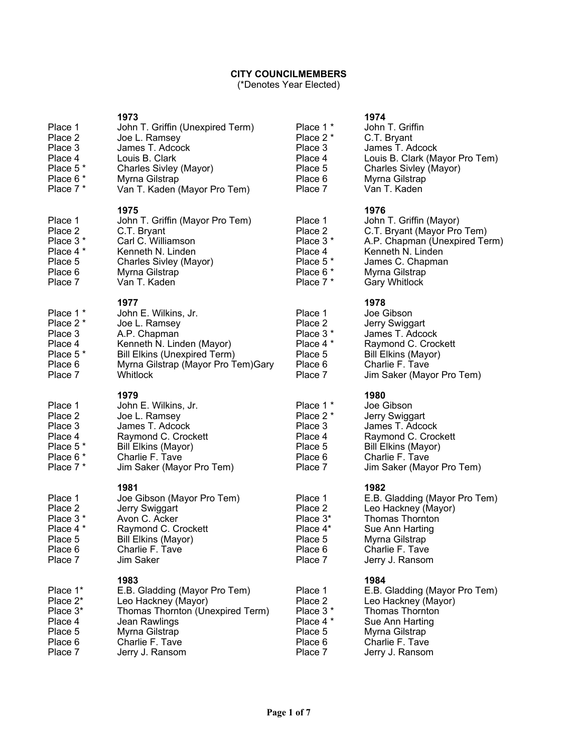**CITY COUNCILMEMBERS**
(*Denotes Year Elected)

**1973**

| | |
|---|---|
| Place 1 | John T. Griffin (Unexpired Term) |
| Place 2 | Joe L. Ramsey |
| Place 3 | James T. Adcock |
| Place 4 | Louis B. Clark |
| Place 5 * | Charles Sivley (Mayor) |
| Place 6 * | Myrna Gilstrap |
| Place 7 * | Van T. Kaden (Mayor Pro Tem) |

**1974**

| | |
|---|---|
| Place 1 * | John T. Griffin |
| Place 2 * | C.T. Bryant |
| Place 3 | James T. Adcock |
| Place 4 | Louis B. Clark (Mayor Pro Tem) |
| Place 5 | Charles Sivley (Mayor) |
| Place 6 | Myrna Gilstrap |
| Place 7 | Van T. Kaden |

**1975**

| | |
|---|---|
| Place 1 | John T. Griffin (Mayor Pro Tem) |
| Place 2 | C.T. Bryant |
| Place 3 * | Carl C. Williamson |
| Place 4 * | Kenneth N. Linden |
| Place 5 | Charles Sivley (Mayor) |
| Place 6 | Myrna Gilstrap |
| Place 7 | Van T. Kaden |

**1976**

| | |
|---|---|
| Place 1 | John T. Griffin (Mayor) |
| Place 2 | C.T. Bryant (Mayor Pro Tem) |
| Place 3 * | A.P. Chapman (Unexpired Term) |
| Place 4 | Kenneth N. Linden |
| Place 5 * | James C. Chapman |
| Place 6 * | Myrna Gilstrap |
| Place 7 * | Gary Whitlock |

**1977**

| | |
|---|---|
| Place 1 * | John E. Wilkins, Jr. |
| Place 2 * | Joe L. Ramsey |
| Place 3 | A.P. Chapman |
| Place 4 | Kenneth N. Linden (Mayor) |
| Place 5 * | Bill Elkins (Unexpired Term) |
| Place 6 | Myrna Gilstrap (Mayor Pro Tem)Gary |
| Place 7 | Whitlock |

**1978**

| | |
|---|---|
| Place 1 | Joe Gibson |
| Place 2 | Jerry Swiggart |
| Place 3 * | James T. Adcock |
| Place 4 * | Raymond C. Crockett |
| Place 5 | Bill Elkins (Mayor) |
| Place 6 | Charlie F. Tave |
| Place 7 | Jim Saker (Mayor Pro Tem) |

**1979**

| | |
|---|---|
| Place 1 | John E. Wilkins, Jr. |
| Place 2 | Joe L. Ramsey |
| Place 3 | James T. Adcock |
| Place 4 | Raymond C. Crockett |
| Place 5 * | Bill Elkins (Mayor) |
| Place 6 * | Charlie F. Tave |
| Place 7 * | Jim Saker (Mayor Pro Tem) |

**1980**

| | |
|---|---|
| Place 1 * | Joe Gibson |
| Place 2 * | Jerry Swiggart |
| Place 3 | James T. Adcock |
| Place 4 | Raymond C. Crockett |
| Place 5 | Bill Elkins (Mayor) |
| Place 6 | Charlie F. Tave |
| Place 7 | Jim Saker (Mayor Pro Tem) |

**1981**

| | |
|---|---|
| Place 1 | Joe Gibson (Mayor Pro Tem) |
| Place 2 | Jerry Swiggart |
| Place 3 * | Avon C. Acker |
| Place 4 * | Raymond C. Crockett |
| Place 5 | Bill Elkins (Mayor) |
| Place 6 | Charlie F. Tave |
| Place 7 | Jim Saker |

**1982**

| | |
|---|---|
| Place 1 | E.B. Gladding (Mayor Pro Tem) |
| Place 2 | Leo Hackney (Mayor) |
| Place 3* | Thomas Thornton |
| Place 4* | Sue Ann Harting |
| Place 5 | Myrna Gilstrap |
| Place 6 | Charlie F. Tave |
| Place 7 | Jerry J. Ransom |

**1983**

| | |
|---|---|
| Place 1* | E.B. Gladding (Mayor Pro Tem) |
| Place 2* | Leo Hackney (Mayor) |
| Place 3* | Thomas Thornton (Unexpired Term) |
| Place 4 | Jean Rawlings |
| Place 5 | Myrna Gilstrap |
| Place 6 | Charlie F. Tave |
| Place 7 | Jerry J. Ransom |

**1984**

| | |
|---|---|
| Place 1 | E.B. Gladding (Mayor Pro Tem) |
| Place 2 | Leo Hackney (Mayor) |
| Place 3 * | Thomas Thornton |
| Place 4 * | Sue Ann Harting |
| Place 5 | Myrna Gilstrap |
| Place 6 | Charlie F. Tave |
| Place 7 | Jerry J. Ransom |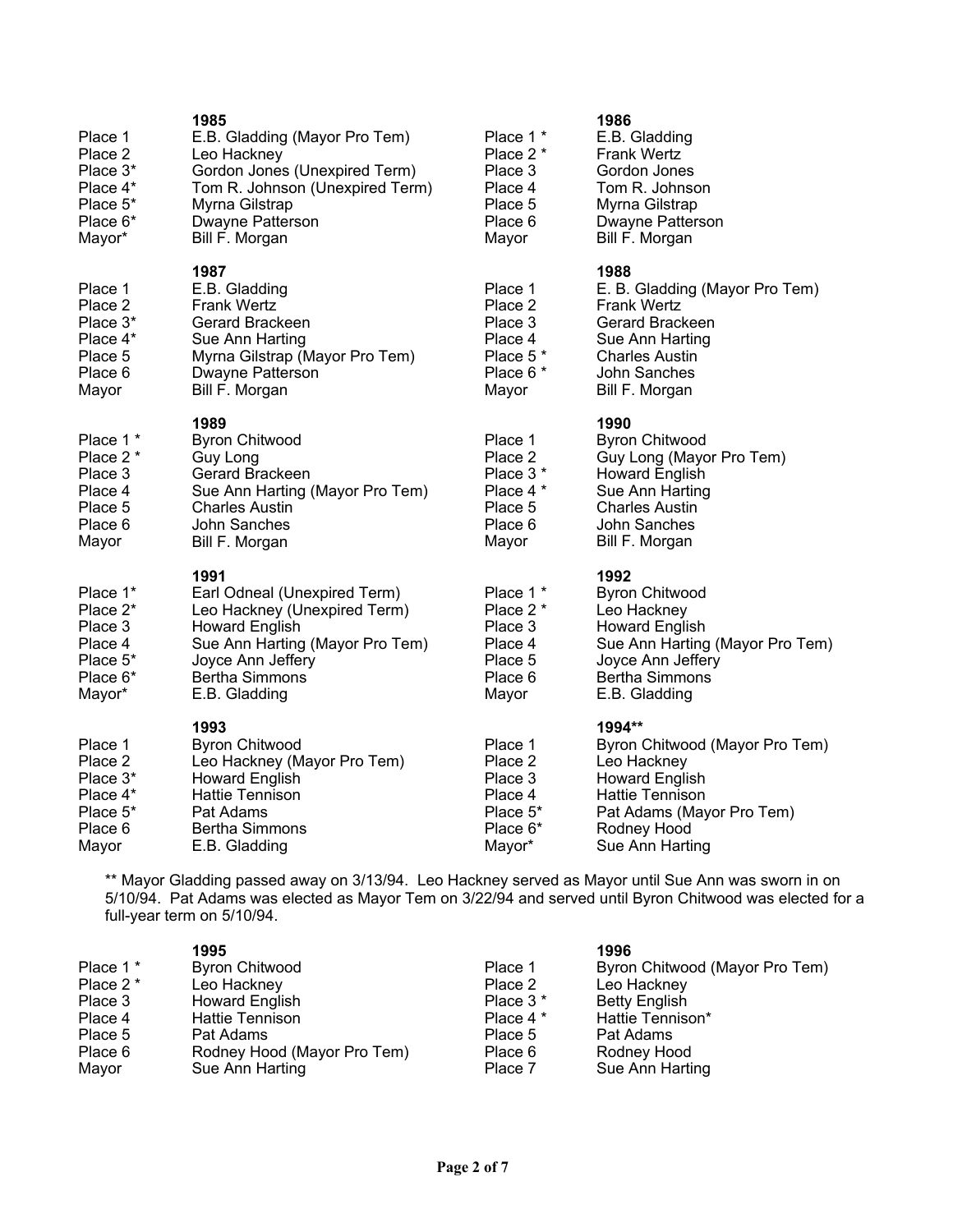| | 1985 | | 1986 |
|---|---|---|---|
| Place 1 | E.B. Gladding (Mayor Pro Tem) | Place 1 * | E.B. Gladding |
| Place 2 | Leo Hackney | Place 2 * | Frank Wertz |
| Place 3* | Gordon Jones (Unexpired Term) | Place 3 | Gordon Jones |
| Place 4* | Tom R. Johnson (Unexpired Term) | Place 4 | Tom R. Johnson |
| Place 5* | Myrna Gilstrap | Place 5 | Myrna Gilstrap |
| Place 6* | Dwayne Patterson | Place 6 | Dwayne Patterson |
| Mayor* | Bill F. Morgan | Mayor | Bill F. Morgan |

| | 1987 | | 1988 |
|---|---|---|---|
| Place 1 | E.B. Gladding | Place 1 | E. B. Gladding (Mayor Pro Tem) |
| Place 2 | Frank Wertz | Place 2 | Frank Wertz |
| Place 3* | Gerard Brackeen | Place 3 | Gerard Brackeen |
| Place 4* | Sue Ann Harting | Place 4 | Sue Ann Harting |
| Place 5 | Myrna Gilstrap (Mayor Pro Tem) | Place 5 * | Charles Austin |
| Place 6 | Dwayne Patterson | Place 6 * | John Sanches |
| Mayor | Bill F. Morgan | Mayor | Bill F. Morgan |

| | 1989 | | 1990 |
|---|---|---|---|
| Place 1 * | Byron Chitwood | Place 1 | Byron Chitwood |
| Place 2 * | Guy Long | Place 2 | Guy Long (Mayor Pro Tem) |
| Place 3 | Gerard Brackeen | Place 3 * | Howard English |
| Place 4 | Sue Ann Harting (Mayor Pro Tem) | Place 4 * | Sue Ann Harting |
| Place 5 | Charles Austin | Place 5 | Charles Austin |
| Place 6 | John Sanches | Place 6 | John Sanches |
| Mayor | Bill F. Morgan | Mayor | Bill F. Morgan |

| | 1991 | | 1992 |
|---|---|---|---|
| Place 1* | Earl Odneal (Unexpired Term) | Place 1 * | Byron Chitwood |
| Place 2* | Leo Hackney (Unexpired Term) | Place 2 * | Leo Hackney |
| Place 3 | Howard English | Place 3 | Howard English |
| Place 4 | Sue Ann Harting (Mayor Pro Tem) | Place 4 | Sue Ann Harting (Mayor Pro Tem) |
| Place 5* | Joyce Ann Jeffery | Place 5 | Joyce Ann Jeffery |
| Place 6* | Bertha Simmons | Place 6 | Bertha Simmons |
| Mayor* | E.B. Gladding | Mayor | E.B. Gladding |

| | 1993 | | 1994** |
|---|---|---|---|
| Place 1 | Byron Chitwood | Place 1 | Byron Chitwood (Mayor Pro Tem) |
| Place 2 | Leo Hackney (Mayor Pro Tem) | Place 2 | Leo Hackney |
| Place 3* | Howard English | Place 3 | Howard English |
| Place 4* | Hattie Tennison | Place 4 | Hattie Tennison |
| Place 5* | Pat Adams | Place 5* | Pat Adams (Mayor Pro Tem) |
| Place 6 | Bertha Simmons | Place 6* | Rodney Hood |
| Mayor | E.B. Gladding | Mayor* | Sue Ann Harting |

** Mayor Gladding passed away on 3/13/94. Leo Hackney served as Mayor until Sue Ann was sworn in on 5/10/94. Pat Adams was elected as Mayor Tem on 3/22/94 and served until Byron Chitwood was elected for a full-year term on 5/10/94.

| | 1995 | | 1996 |
|---|---|---|---|
| Place 1 * | Byron Chitwood | Place 1 | Byron Chitwood (Mayor Pro Tem) |
| Place 2 * | Leo Hackney | Place 2 | Leo Hackney |
| Place 3 | Howard English | Place 3 * | Betty English |
| Place 4 | Hattie Tennison | Place 4 * | Hattie Tennison* |
| Place 5 | Pat Adams | Place 5 | Pat Adams |
| Place 6 | Rodney Hood (Mayor Pro Tem) | Place 6 | Rodney Hood |
| Mayor | Sue Ann Harting | Place 7 | Sue Ann Harting |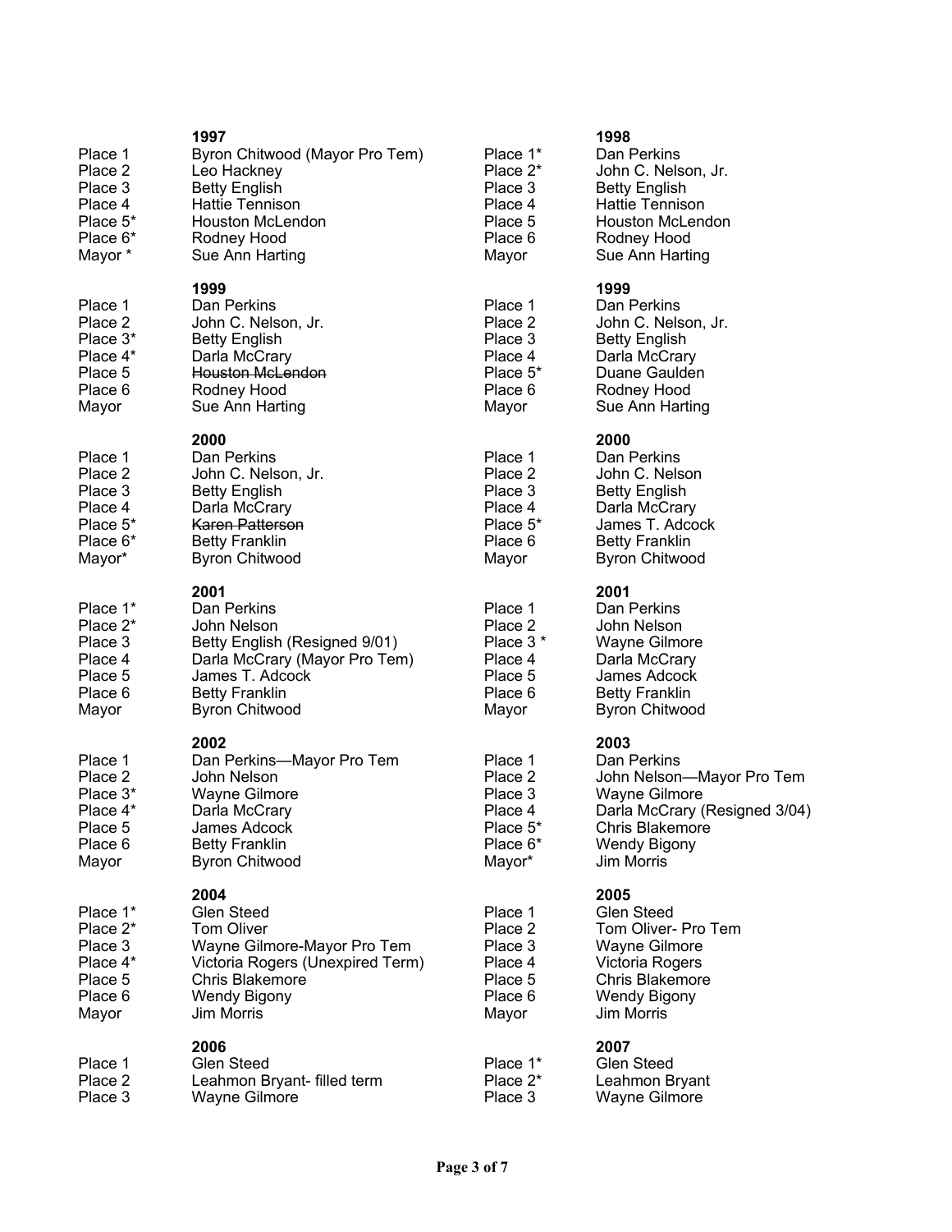**1997**

| | |
|---|---|
| Place 1 | Byron Chitwood (Mayor Pro Tem) |
| Place 2 | Leo Hackney |
| Place 3 | Betty English |
| Place 4 | Hattie Tennison |
| Place 5* | Houston McLendon |
| Place 6* | Rodney Hood |
| Mayor * | Sue Ann Harting |

**1998**

| | |
|---|---|
| Place 1* | Dan Perkins |
| Place 2* | John C. Nelson, Jr. |
| Place 3 | Betty English |
| Place 4 | Hattie Tennison |
| Place 5 | Houston McLendon |
| Place 6 | Rodney Hood |
| Mayor | Sue Ann Harting |

**1999**

| | |
|---|---|
| Place 1 | Dan Perkins |
| Place 2 | John C. Nelson, Jr. |
| Place 3* | Betty English |
| Place 4* | Darla McCrary |
| Place 5 | ~~Houston McLendon~~ |
| Place 6 | Rodney Hood |
| Mayor | Sue Ann Harting |

**1999**

| | |
|---|---|
| Place 1 | Dan Perkins |
| Place 2 | John C. Nelson, Jr. |
| Place 3 | Betty English |
| Place 4 | Darla McCrary |
| Place 5* | Duane Gaulden |
| Place 6 | Rodney Hood |
| Mayor | Sue Ann Harting |

**2000**

| | |
|---|---|
| Place 1 | Dan Perkins |
| Place 2 | John C. Nelson, Jr. |
| Place 3 | Betty English |
| Place 4 | Darla McCrary |
| Place 5* | ~~Karen Patterson~~ |
| Place 6* | Betty Franklin |
| Mayor* | Byron Chitwood |

**2000**

| | |
|---|---|
| Place 1 | Dan Perkins |
| Place 2 | John C. Nelson |
| Place 3 | Betty English |
| Place 4 | Darla McCrary |
| Place 5* | James T. Adcock |
| Place 6 | Betty Franklin |
| Mayor | Byron Chitwood |

**2001**

| | |
|---|---|
| Place 1* | Dan Perkins |
| Place 2* | John Nelson |
| Place 3 | Betty English (Resigned 9/01) |
| Place 4 | Darla McCrary (Mayor Pro Tem) |
| Place 5 | James T. Adcock |
| Place 6 | Betty Franklin |
| Mayor | Byron Chitwood |

**2001**

| | |
|---|---|
| Place 1 | Dan Perkins |
| Place 2 | John Nelson |
| Place 3 * | Wayne Gilmore |
| Place 4 | Darla McCrary |
| Place 5 | James Adcock |
| Place 6 | Betty Franklin |
| Mayor | Byron Chitwood |

**2002**

| | |
|---|---|
| Place 1 | Dan Perkins—Mayor Pro Tem |
| Place 2 | John Nelson |
| Place 3* | Wayne Gilmore |
| Place 4* | Darla McCrary |
| Place 5 | James Adcock |
| Place 6 | Betty Franklin |
| Mayor | Byron Chitwood |

**2003**

| | |
|---|---|
| Place 1 | Dan Perkins |
| Place 2 | John Nelson—Mayor Pro Tem |
| Place 3 | Wayne Gilmore |
| Place 4 | Darla McCrary (Resigned 3/04) |
| Place 5* | Chris Blakemore |
| Place 6* | Wendy Bigony |
| Mayor* | Jim Morris |

**2004**

| | |
|---|---|
| Place 1* | Glen Steed |
| Place 2* | Tom Oliver |
| Place 3 | Wayne Gilmore-Mayor Pro Tem |
| Place 4* | Victoria Rogers (Unexpired Term) |
| Place 5 | Chris Blakemore |
| Place 6 | Wendy Bigony |
| Mayor | Jim Morris |

**2005**

| | |
|---|---|
| Place 1 | Glen Steed |
| Place 2 | Tom Oliver- Pro Tem |
| Place 3 | Wayne Gilmore |
| Place 4 | Victoria Rogers |
| Place 5 | Chris Blakemore |
| Place 6 | Wendy Bigony |
| Mayor | Jim Morris |

**2006**

| | |
|---|---|
| Place 1 | Glen Steed |
| Place 2 | Leahmon Bryant- filled term |
| Place 3 | Wayne Gilmore |

**2007**

| | |
|---|---|
| Place 1* | Glen Steed |
| Place 2* | Leahmon Bryant |
| Place 3 | Wayne Gilmore |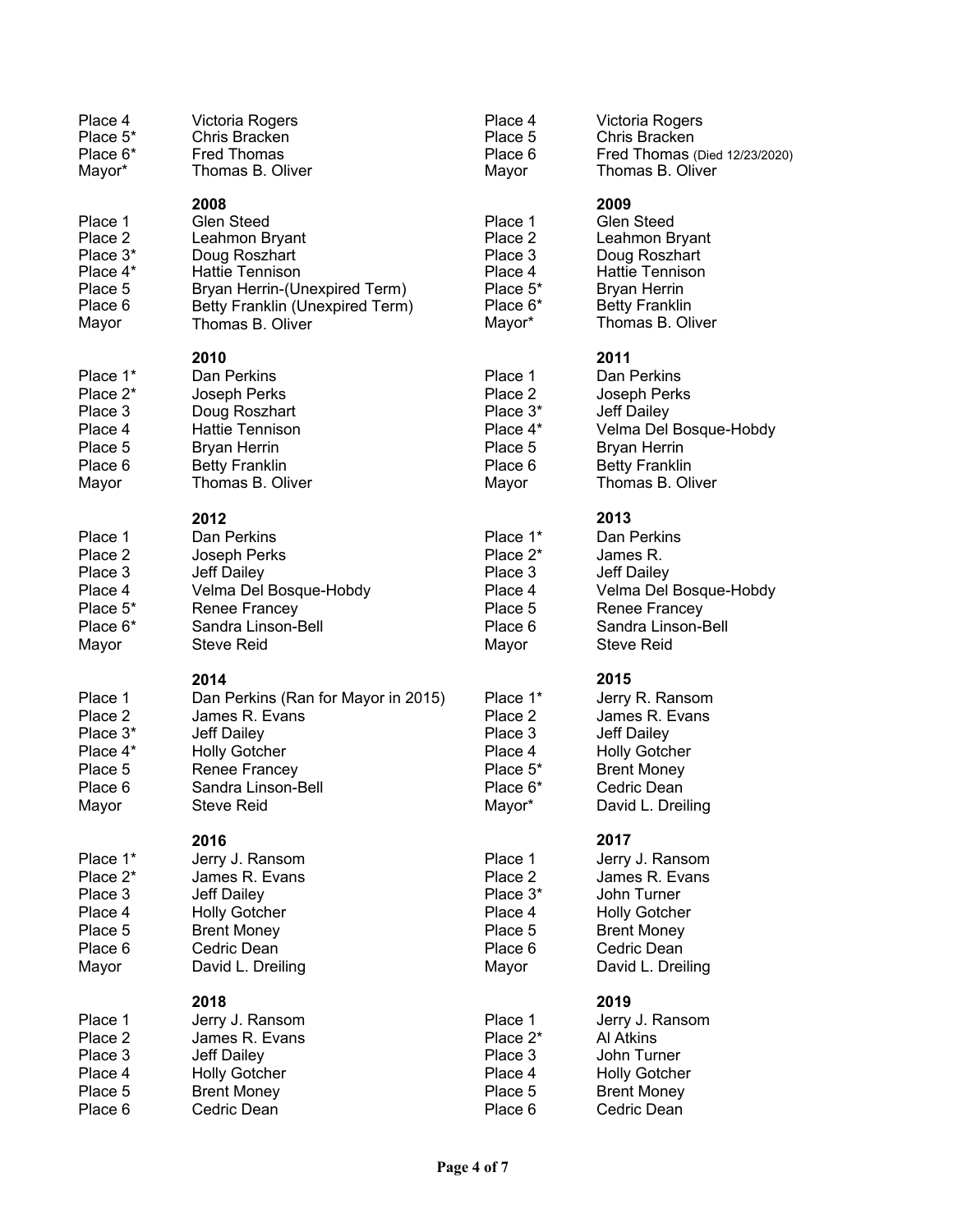| | | | |
|---|---|---|---|
| Place 4 | Victoria Rogers | Place 4 | Victoria Rogers |
| Place 5* | Chris Bracken | Place 5 | Chris Bracken |
| Place 6* | Fred Thomas | Place 6 | Fred Thomas (Died 12/23/2020) |
| Mayor* | Thomas B. Oliver | Mayor | Thomas B. Oliver |

| | **2008** | | **2009** |
|---|---|---|---|
| Place 1 | Glen Steed | Place 1 | Glen Steed |
| Place 2 | Leahmon Bryant | Place 2 | Leahmon Bryant |
| Place 3* | Doug Roszhart | Place 3 | Doug Roszhart |
| Place 4* | Hattie Tennison | Place 4 | Hattie Tennison |
| Place 5 | Bryan Herrin-(Unexpired Term) | Place 5* | Bryan Herrin |
| Place 6 | Betty Franklin (Unexpired Term) | Place 6* | Betty Franklin |
| Mayor | Thomas B. Oliver | Mayor* | Thomas B. Oliver |

| | **2010** | | **2011** |
|---|---|---|---|
| Place 1* | Dan Perkins | Place 1 | Dan Perkins |
| Place 2* | Joseph Perks | Place 2 | Joseph Perks |
| Place 3 | Doug Roszhart | Place 3* | Jeff Dailey |
| Place 4 | Hattie Tennison | Place 4* | Velma Del Bosque-Hobdy |
| Place 5 | Bryan Herrin | Place 5 | Bryan Herrin |
| Place 6 | Betty Franklin | Place 6 | Betty Franklin |
| Mayor | Thomas B. Oliver | Mayor | Thomas B. Oliver |

| | **2012** | | **2013** |
|---|---|---|---|
| Place 1 | Dan Perkins | Place 1* | Dan Perkins |
| Place 2 | Joseph Perks | Place 2* | James R. |
| Place 3 | Jeff Dailey | Place 3 | Jeff Dailey |
| Place 4 | Velma Del Bosque-Hobdy | Place 4 | Velma Del Bosque-Hobdy |
| Place 5* | Renee Francey | Place 5 | Renee Francey |
| Place 6* | Sandra Linson-Bell | Place 6 | Sandra Linson-Bell |
| Mayor | Steve Reid | Mayor | Steve Reid |

| | **2014** | | **2015** |
|---|---|---|---|
| Place 1 | Dan Perkins (Ran for Mayor in 2015) | Place 1* | Jerry R. Ransom |
| Place 2 | James R. Evans | Place 2 | James R. Evans |
| Place 3* | Jeff Dailey | Place 3 | Jeff Dailey |
| Place 4* | Holly Gotcher | Place 4 | Holly Gotcher |
| Place 5 | Renee Francey | Place 5* | Brent Money |
| Place 6 | Sandra Linson-Bell | Place 6* | Cedric Dean |
| Mayor | Steve Reid | Mayor* | David L. Dreiling |

| | **2016** | | **2017** |
|---|---|---|---|
| Place 1* | Jerry J. Ransom | Place 1 | Jerry J. Ransom |
| Place 2* | James R. Evans | Place 2 | James R. Evans |
| Place 3 | Jeff Dailey | Place 3* | John Turner |
| Place 4 | Holly Gotcher | Place 4 | Holly Gotcher |
| Place 5 | Brent Money | Place 5 | Brent Money |
| Place 6 | Cedric Dean | Place 6 | Cedric Dean |
| Mayor | David L. Dreiling | Mayor | David L. Dreiling |

| | **2018** | | **2019** |
|---|---|---|---|
| Place 1 | Jerry J. Ransom | Place 1 | Jerry J. Ransom |
| Place 2 | James R. Evans | Place 2* | Al Atkins |
| Place 3 | Jeff Dailey | Place 3 | John Turner |
| Place 4 | Holly Gotcher | Place 4 | Holly Gotcher |
| Place 5 | Brent Money | Place 5 | Brent Money |
| Place 6 | Cedric Dean | Place 6 | Cedric Dean |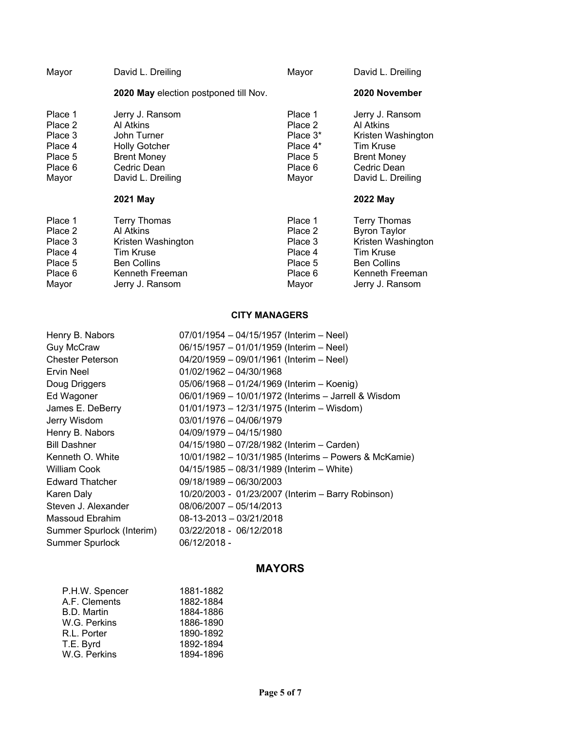| | | | |
|---|---|---|---|
| Mayor | David L. Dreiling | Mayor | David L. Dreiling |
| | **2020 May** election postponed till Nov. | | **2020 November** |
| Place 1 | Jerry J. Ransom | Place 1 | Jerry J. Ransom |
| Place 2 | Al Atkins | Place 2 | Al Atkins |
| Place 3 | John Turner | Place 3* | Kristen Washington |
| Place 4 | Holly Gotcher | Place 4* | Tim Kruse |
| Place 5 | Brent Money | Place 5 | Brent Money |
| Place 6 | Cedric Dean | Place 6 | Cedric Dean |
| Mayor | David L. Dreiling | Mayor | David L. Dreiling |
| | **2021 May** | | **2022 May** |
| Place 1 | Terry Thomas | Place 1 | Terry Thomas |
| Place 2 | Al Atkins | Place 2 | Byron Taylor |
| Place 3 | Kristen Washington | Place 3 | Kristen Washington |
| Place 4 | Tim Kruse | Place 4 | Tim Kruse |
| Place 5 | Ben Collins | Place 5 | Ben Collins |
| Place 6 | Kenneth Freeman | Place 6 | Kenneth Freeman |
| Mayor | Jerry J. Ransom | Mayor | Jerry J. Ransom |

### CITY MANAGERS

| | |
|---|---|
| Henry B. Nabors | 07/01/1954 – 04/15/1957 (Interim – Neel) |
| Guy McCraw | 06/15/1957 – 01/01/1959 (Interim – Neel) |
| Chester Peterson | 04/20/1959 – 09/01/1961 (Interim – Neel) |
| Ervin Neel | 01/02/1962 – 04/30/1968 |
| Doug Driggers | 05/06/1968 – 01/24/1969 (Interim – Koenig) |
| Ed Wagoner | 06/01/1969 – 10/01/1972 (Interims – Jarrell & Wisdom |
| James E. DeBerry | 01/01/1973 – 12/31/1975 (Interim – Wisdom) |
| Jerry Wisdom | 03/01/1976 – 04/06/1979 |
| Henry B. Nabors | 04/09/1979 – 04/15/1980 |
| Bill Dashner | 04/15/1980 – 07/28/1982 (Interim – Carden) |
| Kenneth O. White | 10/01/1982 – 10/31/1985 (Interims – Powers & McKamie) |
| William Cook | 04/15/1985 – 08/31/1989 (Interim – White) |
| Edward Thatcher | 09/18/1989 – 06/30/2003 |
| Karen Daly | 10/20/2003 - 01/23/2007 (Interim – Barry Robinson) |
| Steven J. Alexander | 08/06/2007 – 05/14/2013 |
| Massoud Ebrahim | 08-13-2013 – 03/21/2018 |
| Summer Spurlock (Interim) | 03/22/2018 - 06/12/2018 |
| Summer Spurlock | 06/12/2018 - |

## MAYORS

| | |
|---|---|
| P.H.W. Spencer | 1881-1882 |
| A.F. Clements | 1882-1884 |
| B.D. Martin | 1884-1886 |
| W.G. Perkins | 1886-1890 |
| R.L. Porter | 1890-1892 |
| T.E. Byrd | 1892-1894 |
| W.G. Perkins | 1894-1896 |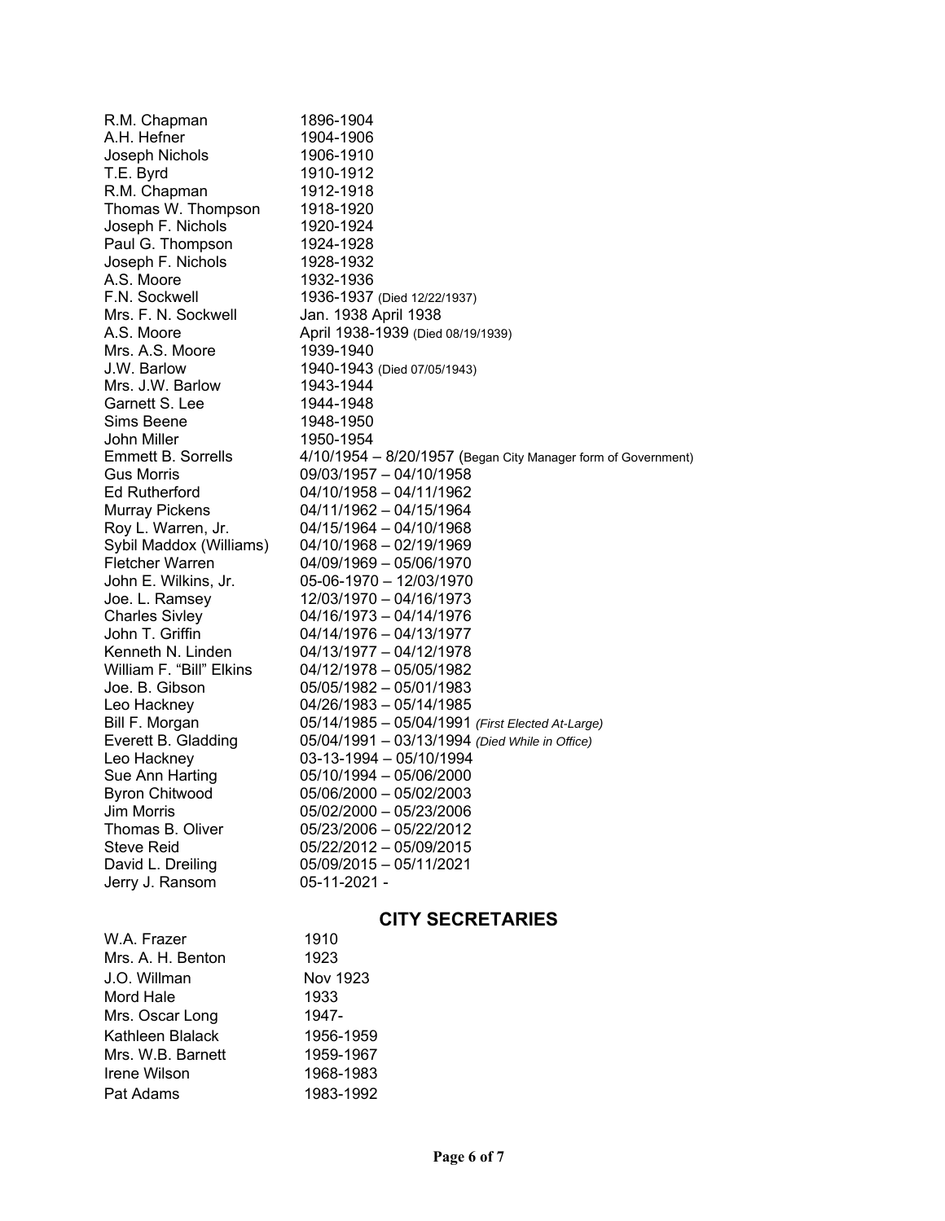| | |
|---|---|
| R.M. Chapman | 1896-1904 |
| A.H. Hefner | 1904-1906 |
| Joseph Nichols | 1906-1910 |
| T.E. Byrd | 1910-1912 |
| R.M. Chapman | 1912-1918 |
| Thomas W. Thompson | 1918-1920 |
| Joseph F. Nichols | 1920-1924 |
| Paul G. Thompson | 1924-1928 |
| Joseph F. Nichols | 1928-1932 |
| A.S. Moore | 1932-1936 |
| F.N. Sockwell | 1936-1937 (Died 12/22/1937) |
| Mrs. F. N. Sockwell | Jan. 1938 April 1938 |
| A.S. Moore | April 1938-1939 (Died 08/19/1939) |
| Mrs. A.S. Moore | 1939-1940 |
| J.W. Barlow | 1940-1943 (Died 07/05/1943) |
| Mrs. J.W. Barlow | 1943-1944 |
| Garnett S. Lee | 1944-1948 |
| Sims Beene | 1948-1950 |
| John Miller | 1950-1954 |
| Emmett B. Sorrells | 4/10/1954 – 8/20/1957 (Began City Manager form of Government) |
| Gus Morris | 09/03/1957 – 04/10/1958 |
| Ed Rutherford | 04/10/1958 – 04/11/1962 |
| Murray Pickens | 04/11/1962 – 04/15/1964 |
| Roy L. Warren, Jr. | 04/15/1964 – 04/10/1968 |
| Sybil Maddox (Williams) | 04/10/1968 – 02/19/1969 |
| Fletcher Warren | 04/09/1969 – 05/06/1970 |
| John E. Wilkins, Jr. | 05-06-1970 – 12/03/1970 |
| Joe. L. Ramsey | 12/03/1970 – 04/16/1973 |
| Charles Sivley | 04/16/1973 – 04/14/1976 |
| John T. Griffin | 04/14/1976 – 04/13/1977 |
| Kenneth N. Linden | 04/13/1977 – 04/12/1978 |
| William F. "Bill" Elkins | 04/12/1978 – 05/05/1982 |
| Joe. B. Gibson | 05/05/1982 – 05/01/1983 |
| Leo Hackney | 04/26/1983 – 05/14/1985 |
| Bill F. Morgan | 05/14/1985 – 05/04/1991 *(First Elected At-Large)* |
| Everett B. Gladding | 05/04/1991 – 03/13/1994 *(Died While in Office)* |
| Leo Hackney | 03-13-1994 – 05/10/1994 |
| Sue Ann Harting | 05/10/1994 – 05/06/2000 |
| Byron Chitwood | 05/06/2000 – 05/02/2003 |
| Jim Morris | 05/02/2000 – 05/23/2006 |
| Thomas B. Oliver | 05/23/2006 – 05/22/2012 |
| Steve Reid | 05/22/2012 – 05/09/2015 |
| David L. Dreiling | 05/09/2015 – 05/11/2021 |
| Jerry J. Ransom | 05-11-2021 - |

## CITY SECRETARIES

| | |
|---|---|
| W.A. Frazer | 1910 |
| Mrs. A. H. Benton | 1923 |
| J.O. Willman | Nov 1923 |
| Mord Hale | 1933 |
| Mrs. Oscar Long | 1947- |
| Kathleen Blalack | 1956-1959 |
| Mrs. W.B. Barnett | 1959-1967 |
| Irene Wilson | 1968-1983 |
| Pat Adams | 1983-1992 |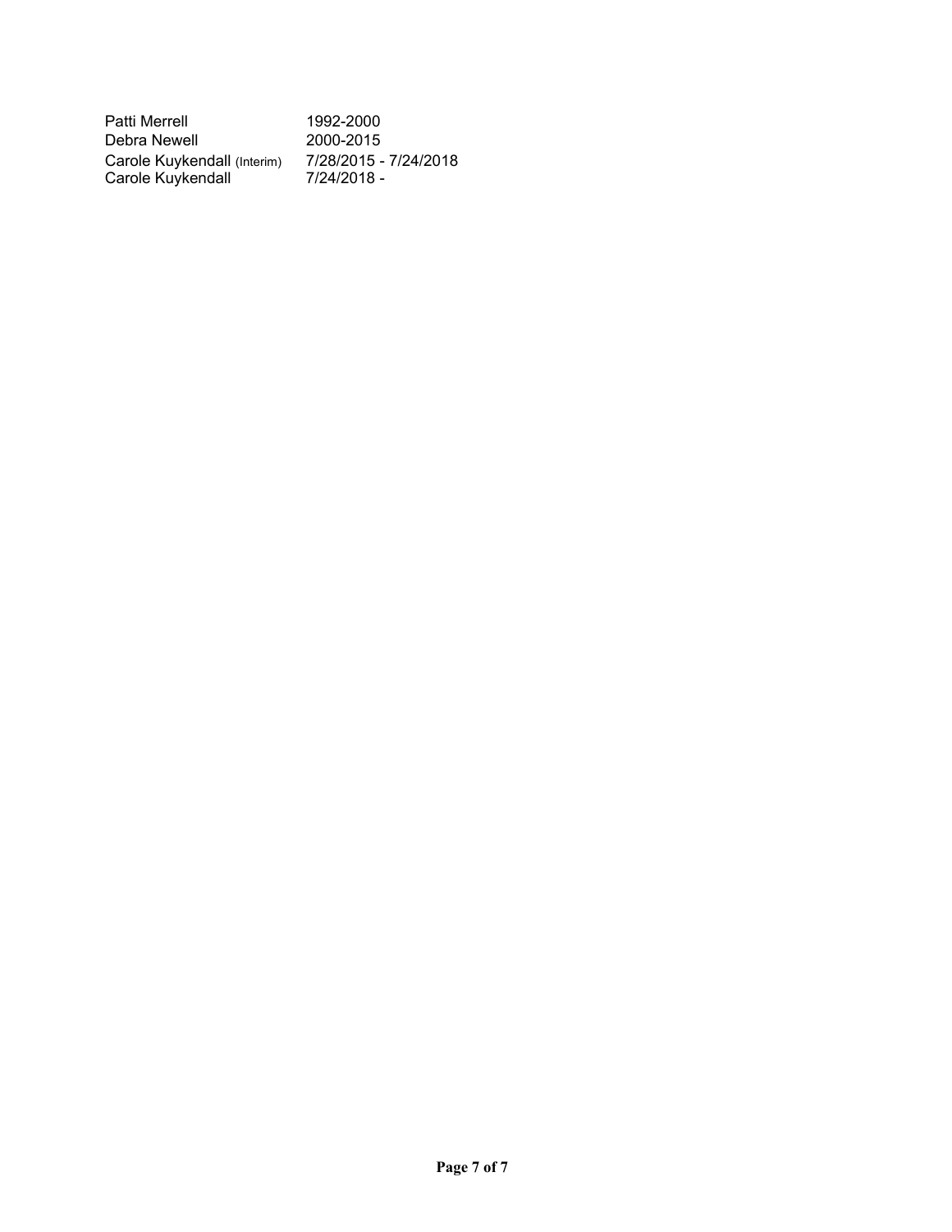| | |
|---|---|
| Patti Merrell | 1992-2000 |
| Debra Newell | 2000-2015 |
| Carole Kuykendall (Interim) | 7/28/2015 - 7/24/2018 |
| Carole Kuykendall | 7/24/2018 - |